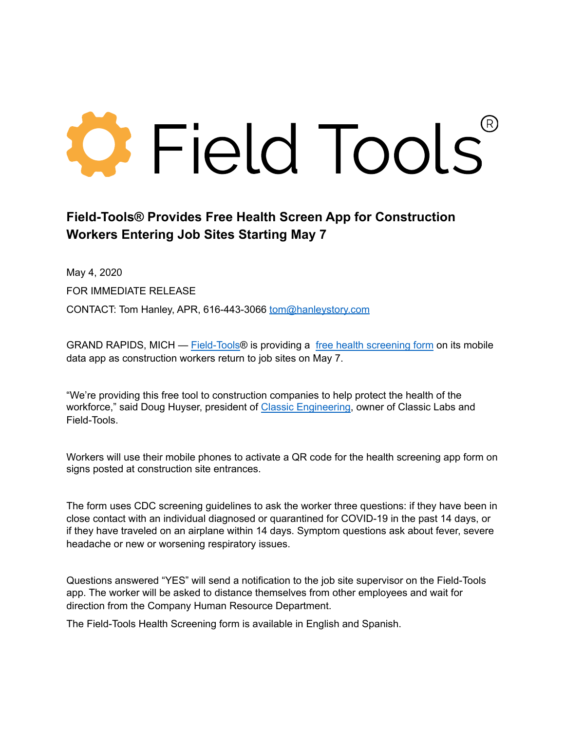Field Tools®

## Field-Tools® Provides Free Health Screen App for Construction Workers Entering Job Sites Starting May 7

May 4, 2020

FOR IMMEDIATE RELEASE

CONTACT: Tom Hanley, APR, 616-443-3066 tom@hanleystory.com

GRAND RAPIDS, MICH — Field-Tools® is providing a free health screening form on its mobile data app as construction workers return to job sites on May 7.

"We're providing this free tool to construction companies to help protect the health of the workforce," said Doug Huyser, president of Classic Engineering, owner of Classic Labs and Field-Tools.

Workers will use their mobile phones to activate a QR code for the health screening app form on signs posted at construction site entrances.

The form uses CDC screening guidelines to ask the worker three questions: if they have been in close contact with an individual diagnosed or quarantined for COVID-19 in the past 14 days, or if they have traveled on an airplane within 14 days. Symptom questions ask about fever, severe headache or new or worsening respiratory issues.

Questions answered "YES" will send a notification to the job site supervisor on the Field-Tools app. The worker will be asked to distance themselves from other employees and wait for direction from the Company Human Resource Department.

The Field-Tools Health Screening form is available in English and Spanish.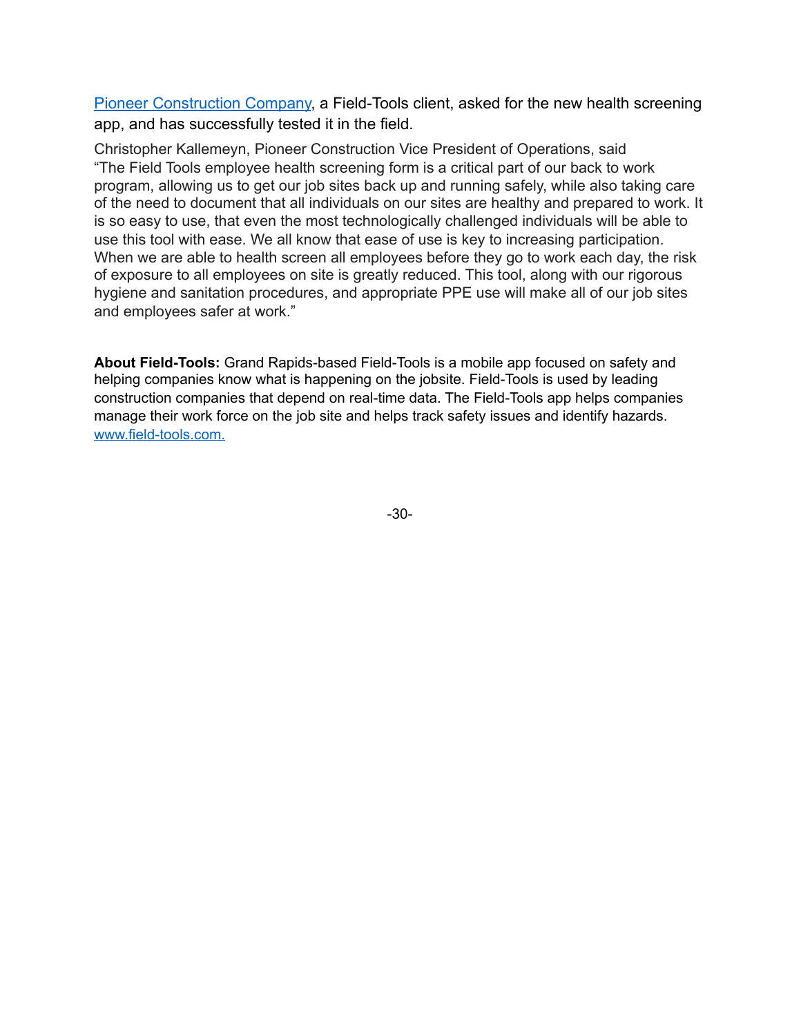[Pioneer Construction Company](), a Field-Tools client, asked for the new health screening app, and has successfully tested it in the field.

Christopher Kallemeyn, Pioneer Construction Vice President of Operations, said "The Field Tools employee health screening form is a critical part of our back to work program, allowing us to get our job sites back up and running safely, while also taking care of the need to document that all individuals on our sites are healthy and prepared to work. It is so easy to use, that even the most technologically challenged individuals will be able to use this tool with ease. We all know that ease of use is key to increasing participation. When we are able to health screen all employees before they go to work each day, the risk of exposure to all employees on site is greatly reduced. This tool, along with our rigorous hygiene and sanitation procedures, and appropriate PPE use will make all of our job sites and employees safer at work."

**About Field-Tools:** Grand Rapids-based Field-Tools is a mobile app focused on safety and helping companies know what is happening on the jobsite. Field-Tools is used by leading construction companies that depend on real-time data. The Field-Tools app helps companies manage their work force on the job site and helps track safety issues and identify hazards. [www.field-tools.com.]()

-30-